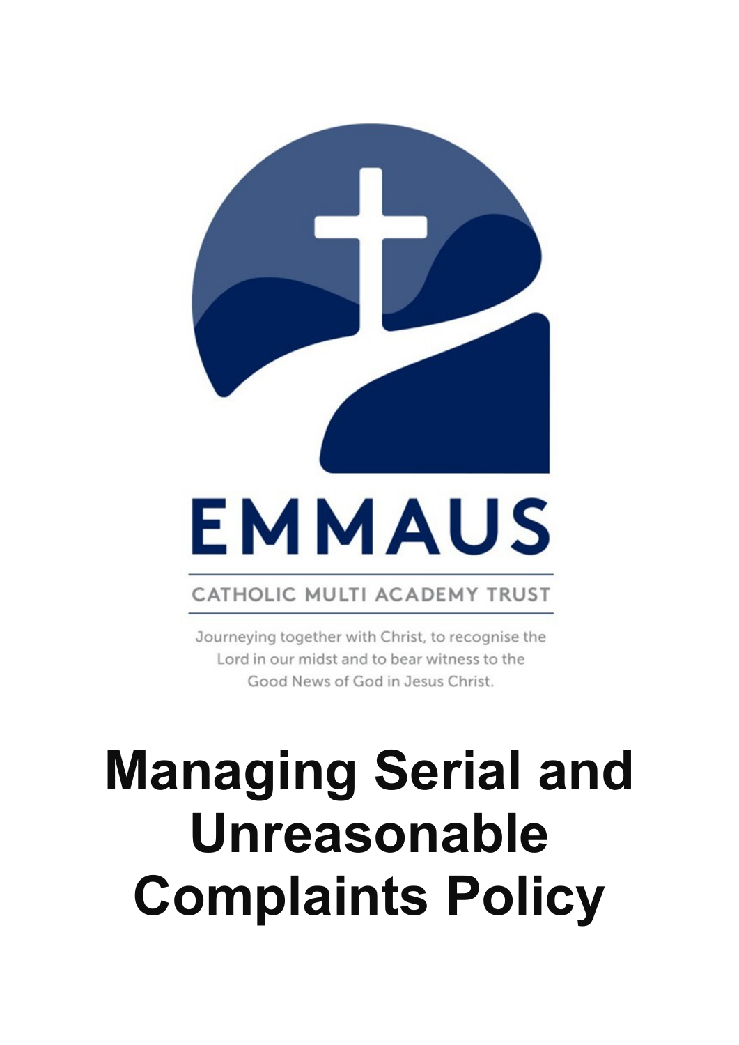EMMAUS

CATHOLIC MULTI ACADEMY TRUST

Journeying together with Christ, to recognise the Lord in our midst and to bear witness to the Good News of God in Jesus Christ.

# Managing Serial and Unreasonable Complaints Policy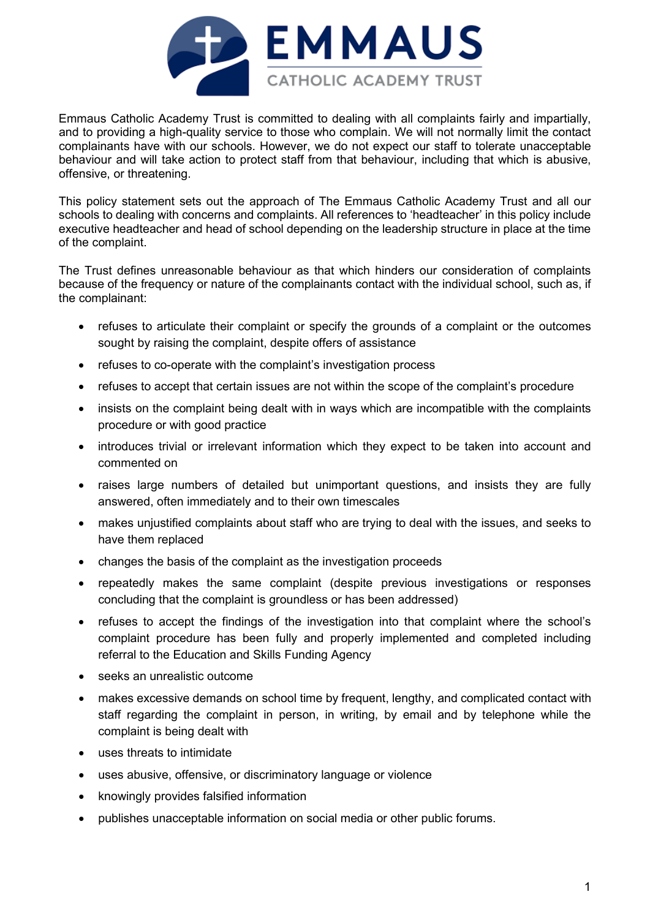Emmaus Catholic Academy Trust is committed to dealing with all complaints fairly and impartially, and to providing a high-quality service to those who complain. We will not normally limit the contact complainants have with our schools. However, we do not expect our staff to tolerate unacceptable behaviour and will take action to protect staff from that behaviour, including that which is abusive, offensive, or threatening.

This policy statement sets out the approach of The Emmaus Catholic Academy Trust and all our schools to dealing with concerns and complaints. All references to 'headteacher' in this policy include executive headteacher and head of school depending on the leadership structure in place at the time of the complaint.

The Trust defines unreasonable behaviour as that which hinders our consideration of complaints because of the frequency or nature of the complainants contact with the individual school, such as, if the complainant:

- refuses to articulate their complaint or specify the grounds of a complaint or the outcomes sought by raising the complaint, despite offers of assistance
- refuses to co-operate with the complaint's investigation process
- refuses to accept that certain issues are not within the scope of the complaint's procedure
- insists on the complaint being dealt with in ways which are incompatible with the complaints procedure or with good practice
- introduces trivial or irrelevant information which they expect to be taken into account and commented on
- raises large numbers of detailed but unimportant questions, and insists they are fully answered, often immediately and to their own timescales
- makes unjustified complaints about staff who are trying to deal with the issues, and seeks to have them replaced
- changes the basis of the complaint as the investigation proceeds
- repeatedly makes the same complaint (despite previous investigations or responses concluding that the complaint is groundless or has been addressed)
- refuses to accept the findings of the investigation into that complaint where the school's complaint procedure has been fully and properly implemented and completed including referral to the Education and Skills Funding Agency
- seeks an unrealistic outcome
- makes excessive demands on school time by frequent, lengthy, and complicated contact with staff regarding the complaint in person, in writing, by email and by telephone while the complaint is being dealt with
- uses threats to intimidate
- uses abusive, offensive, or discriminatory language or violence
- knowingly provides falsified information
- publishes unacceptable information on social media or other public forums.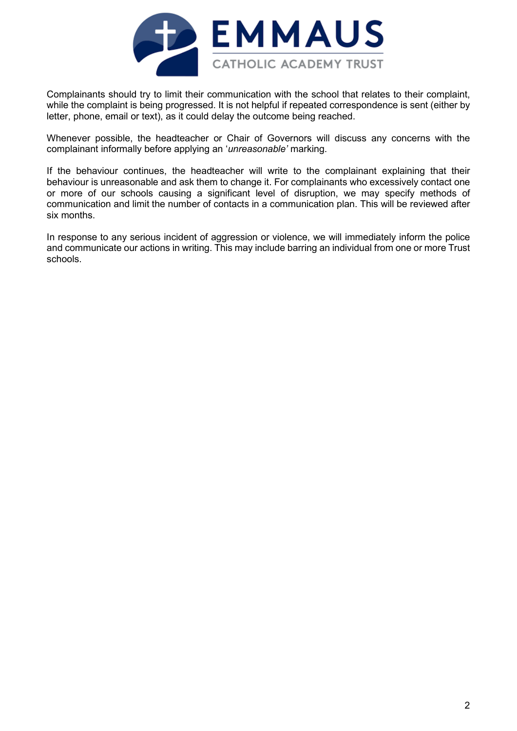Complainants should try to limit their communication with the school that relates to their complaint, while the complaint is being progressed. It is not helpful if repeated correspondence is sent (either by letter, phone, email or text), as it could delay the outcome being reached.

Whenever possible, the headteacher or Chair of Governors will discuss any concerns with the complainant informally before applying an '*unreasonable'* marking.

If the behaviour continues, the headteacher will write to the complainant explaining that their behaviour is unreasonable and ask them to change it. For complainants who excessively contact one or more of our schools causing a significant level of disruption, we may specify methods of communication and limit the number of contacts in a communication plan. This will be reviewed after six months.

In response to any serious incident of aggression or violence, we will immediately inform the police and communicate our actions in writing. This may include barring an individual from one or more Trust schools.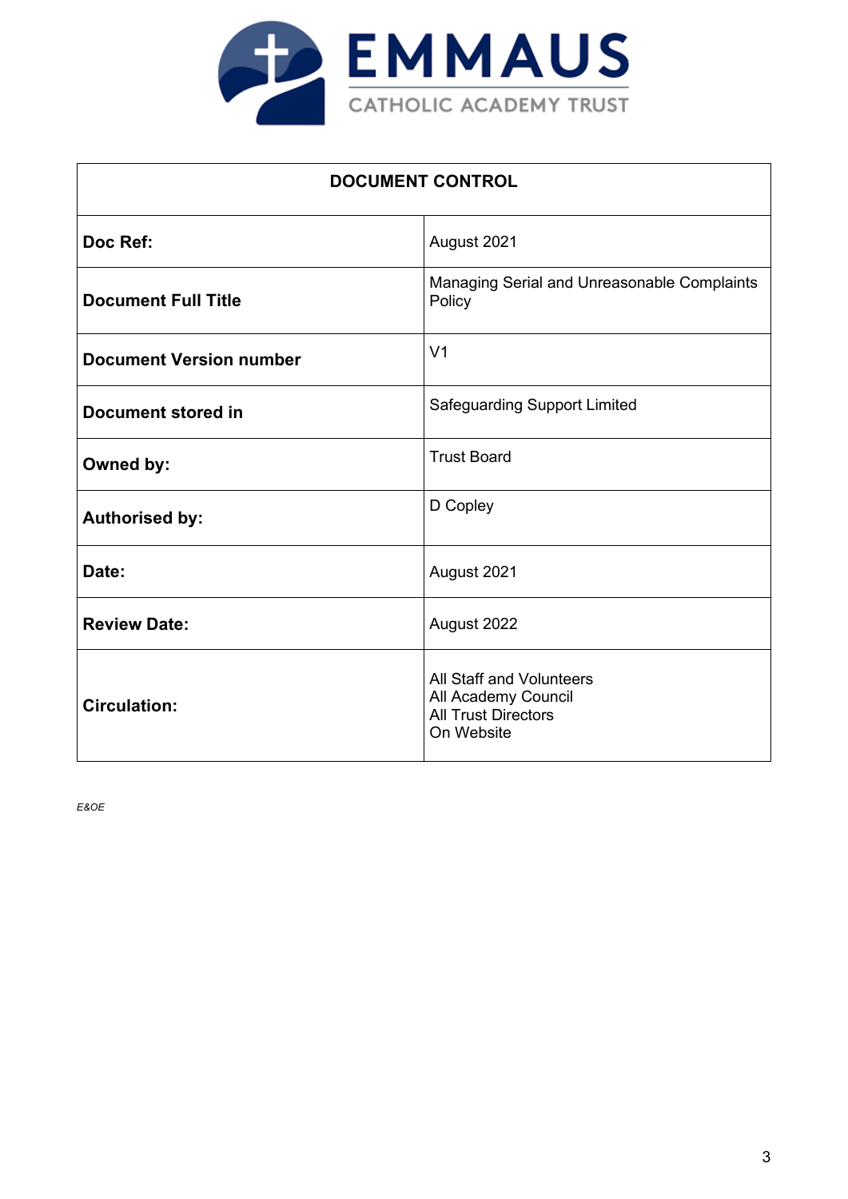EMMAUS

CATHOLIC ACADEMY TRUST

| DOCUMENT CONTROL | |
|---|---|
| **Doc Ref:** | August 2021 |
| **Document Full Title** | Managing Serial and Unreasonable Complaints Policy |
| **Document Version number** | V1 |
| **Document stored in** | Safeguarding Support Limited |
| **Owned by:** | Trust Board |
| **Authorised by:** | D Copley |
| **Date:** | August 2021 |
| **Review Date:** | August 2022 |
| **Circulation:** | All Staff and Volunteers<br>All Academy Council<br>All Trust Directors<br>On Website |

*E&OE*